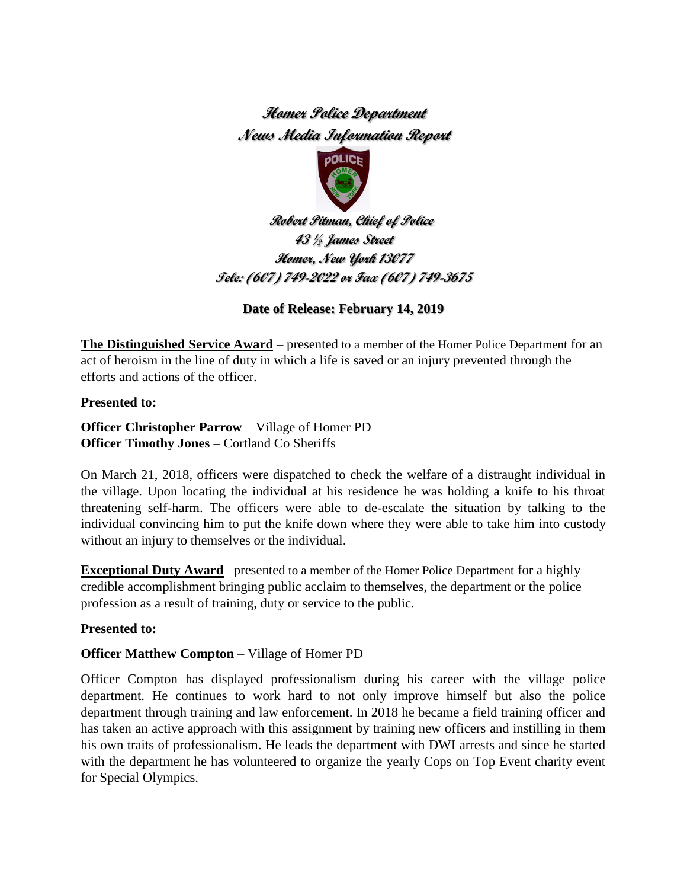# Homer Police Department
## News Media Information Report

**Robert Pitman, Chief of Police**
**43 ½ James Street**
**Homer, New York 13077**
**Tele: (607) 749-2022 or Fax (607) 749-3675**

**Date of Release: February 14, 2019**

**The Distinguished Service Award** – presented to a member of the Homer Police Department for an act of heroism in the line of duty in which a life is saved or an injury prevented through the efforts and actions of the officer.

**Presented to:**

**Officer Christopher Parrow** – Village of Homer PD
**Officer Timothy Jones** – Cortland Co Sheriffs

On March 21, 2018, officers were dispatched to check the welfare of a distraught individual in the village. Upon locating the individual at his residence he was holding a knife to his throat threatening self-harm. The officers were able to de-escalate the situation by talking to the individual convincing him to put the knife down where they were able to take him into custody without an injury to themselves or the individual.

**Exceptional Duty Award** –presented to a member of the Homer Police Department for a highly credible accomplishment bringing public acclaim to themselves, the department or the police profession as a result of training, duty or service to the public.

**Presented to:**

**Officer Matthew Compton** – Village of Homer PD

Officer Compton has displayed professionalism during his career with the village police department. He continues to work hard to not only improve himself but also the police department through training and law enforcement. In 2018 he became a field training officer and has taken an active approach with this assignment by training new officers and instilling in them his own traits of professionalism. He leads the department with DWI arrests and since he started with the department he has volunteered to organize the yearly Cops on Top Event charity event for Special Olympics.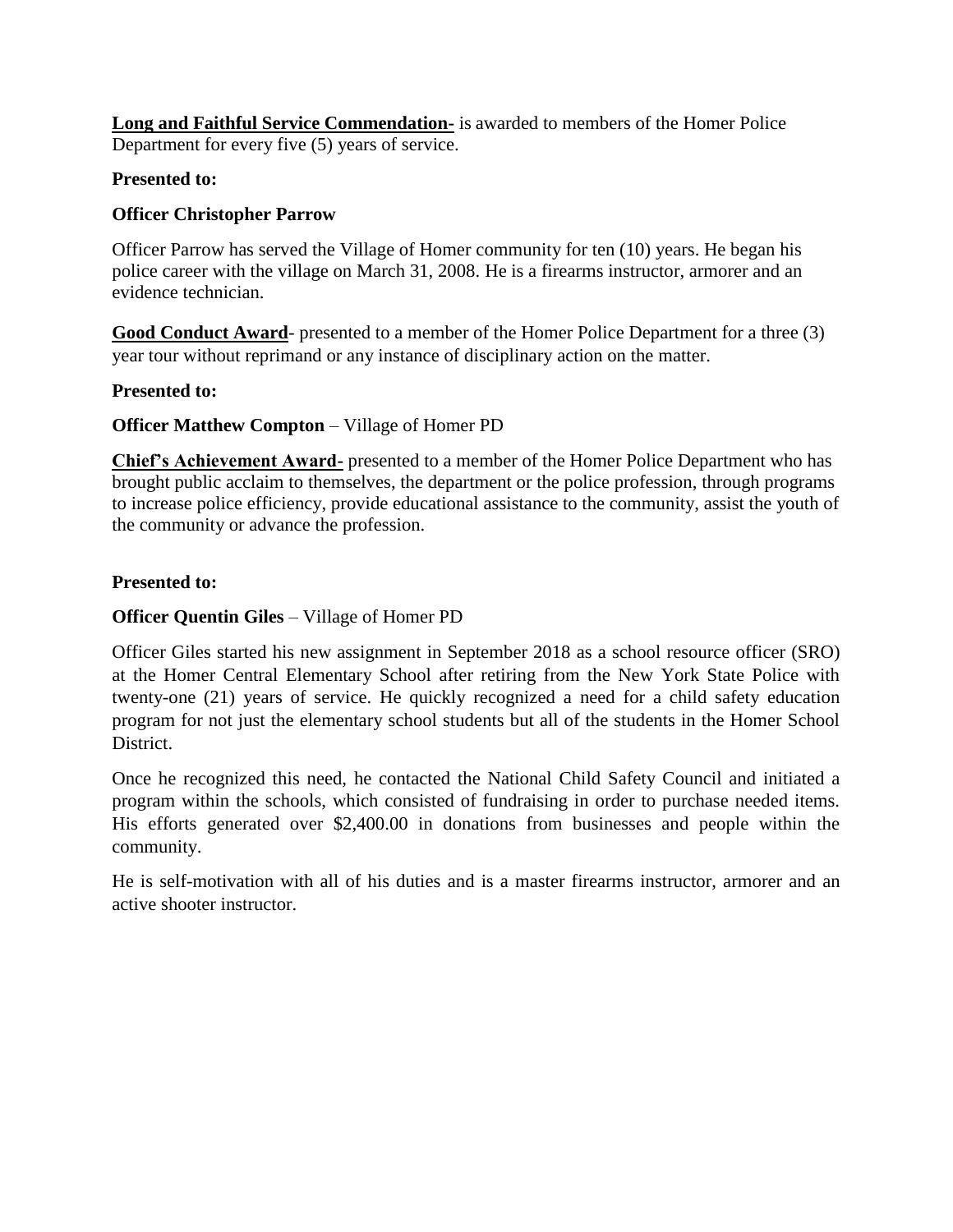**Long and Faithful Service Commendation-** is awarded to members of the Homer Police Department for every five (5) years of service.

**Presented to:**

**Officer Christopher Parrow**

Officer Parrow has served the Village of Homer community for ten (10) years. He began his police career with the village on March 31, 2008. He is a firearms instructor, armorer and an evidence technician.

**Good Conduct Award**- presented to a member of the Homer Police Department for a three (3) year tour without reprimand or any instance of disciplinary action on the matter.

**Presented to:**

**Officer Matthew Compton** – Village of Homer PD

**Chief's Achievement Award-** presented to a member of the Homer Police Department who has brought public acclaim to themselves, the department or the police profession, through programs to increase police efficiency, provide educational assistance to the community, assist the youth of the community or advance the profession.

**Presented to:**

**Officer Quentin Giles** – Village of Homer PD

Officer Giles started his new assignment in September 2018 as a school resource officer (SRO) at the Homer Central Elementary School after retiring from the New York State Police with twenty-one (21) years of service. He quickly recognized a need for a child safety education program for not just the elementary school students but all of the students in the Homer School District.

Once he recognized this need, he contacted the National Child Safety Council and initiated a program within the schools, which consisted of fundraising in order to purchase needed items. His efforts generated over $2,400.00 in donations from businesses and people within the community.

He is self-motivation with all of his duties and is a master firearms instructor, armorer and an active shooter instructor.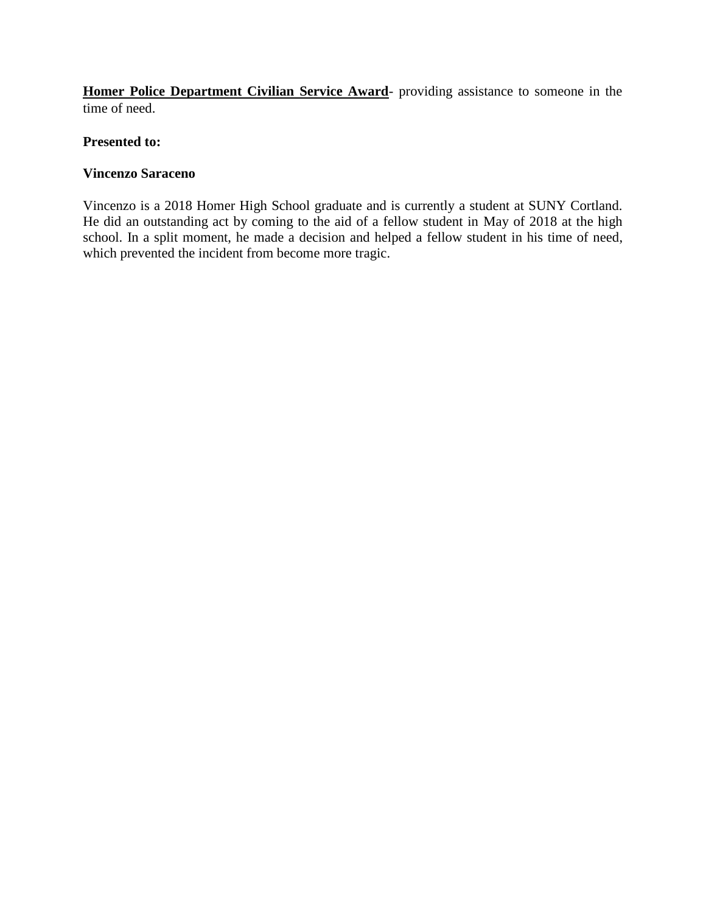**<u>Homer Police Department Civilian Service Award</u>**- providing assistance to someone in the time of need.

**Presented to:**

**Vincenzo Saraceno**

Vincenzo is a 2018 Homer High School graduate and is currently a student at SUNY Cortland. He did an outstanding act by coming to the aid of a fellow student in May of 2018 at the high school. In a split moment, he made a decision and helped a fellow student in his time of need, which prevented the incident from become more tragic.